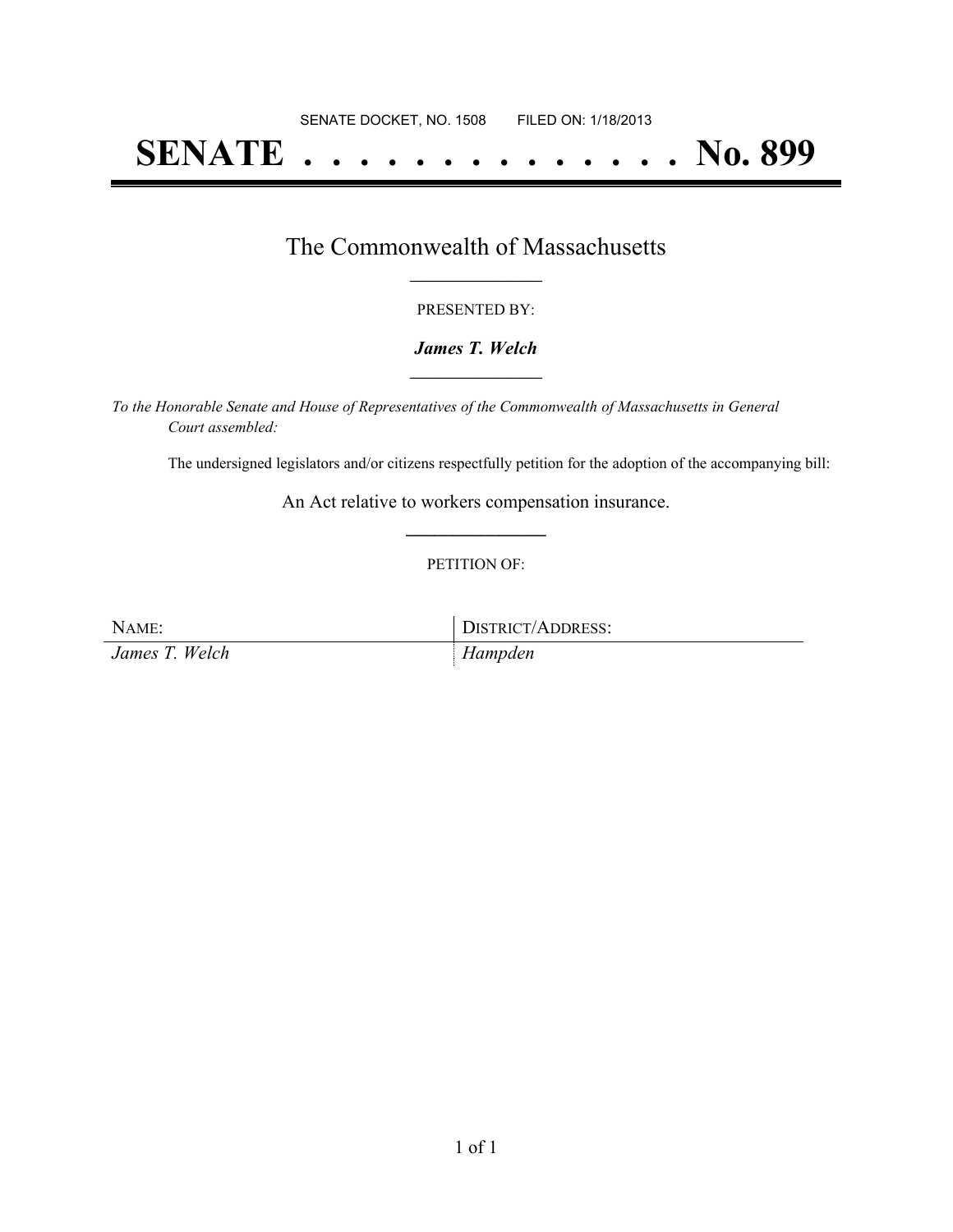SENATE DOCKET, NO. 1508        FILED ON: 1/18/2013

# SENATE . . . . . . . . . . . . . . No. 899

## The Commonwealth of Massachusetts

PRESENTED BY:

***James T. Welch***

*To the Honorable Senate and House of Representatives of the Commonwealth of Massachusetts in General Court assembled:*

The undersigned legislators and/or citizens respectfully petition for the adoption of the accompanying bill:

An Act relative to workers compensation insurance.

PETITION OF:

| NAME: | DISTRICT/ADDRESS: |
|---|---|
| *James T. Welch* | *Hampden* |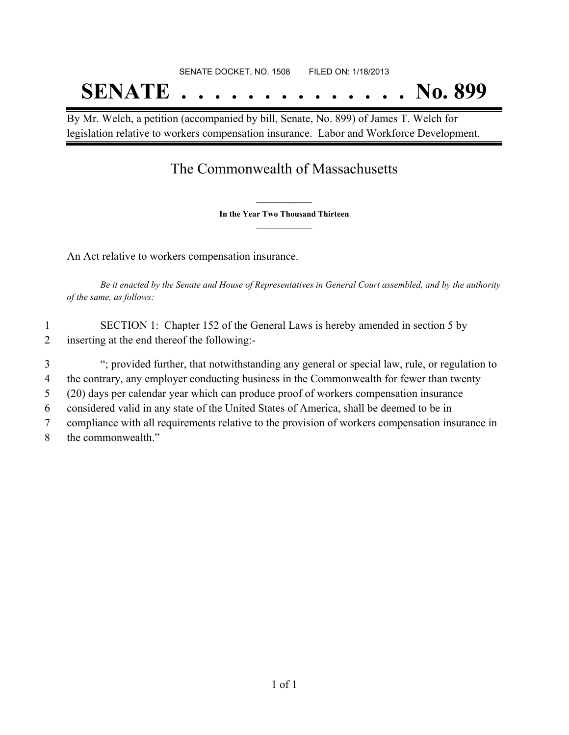SENATE DOCKET, NO. 1508        FILED ON: 1/18/2013

# SENATE . . . . . . . . . . . . . . No. 899

By Mr. Welch, a petition (accompanied by bill, Senate, No. 899) of James T. Welch for legislation relative to workers compensation insurance. Labor and Workforce Development.

## The Commonwealth of Massachusetts

**In the Year Two Thousand Thirteen**

An Act relative to workers compensation insurance.

*Be it enacted by the Senate and House of Representatives in General Court assembled, and by the authority of the same, as follows:*

1 SECTION 1: Chapter 152 of the General Laws is hereby amended in section 5 by
2 inserting at the end thereof the following:-

3 "; provided further, that notwithstanding any general or special law, rule, or regulation to
4 the contrary, any employer conducting business in the Commonwealth for fewer than twenty
5 (20) days per calendar year which can produce proof of workers compensation insurance
6 considered valid in any state of the United States of America, shall be deemed to be in
7 compliance with all requirements relative to the provision of workers compensation insurance in
8 the commonwealth."